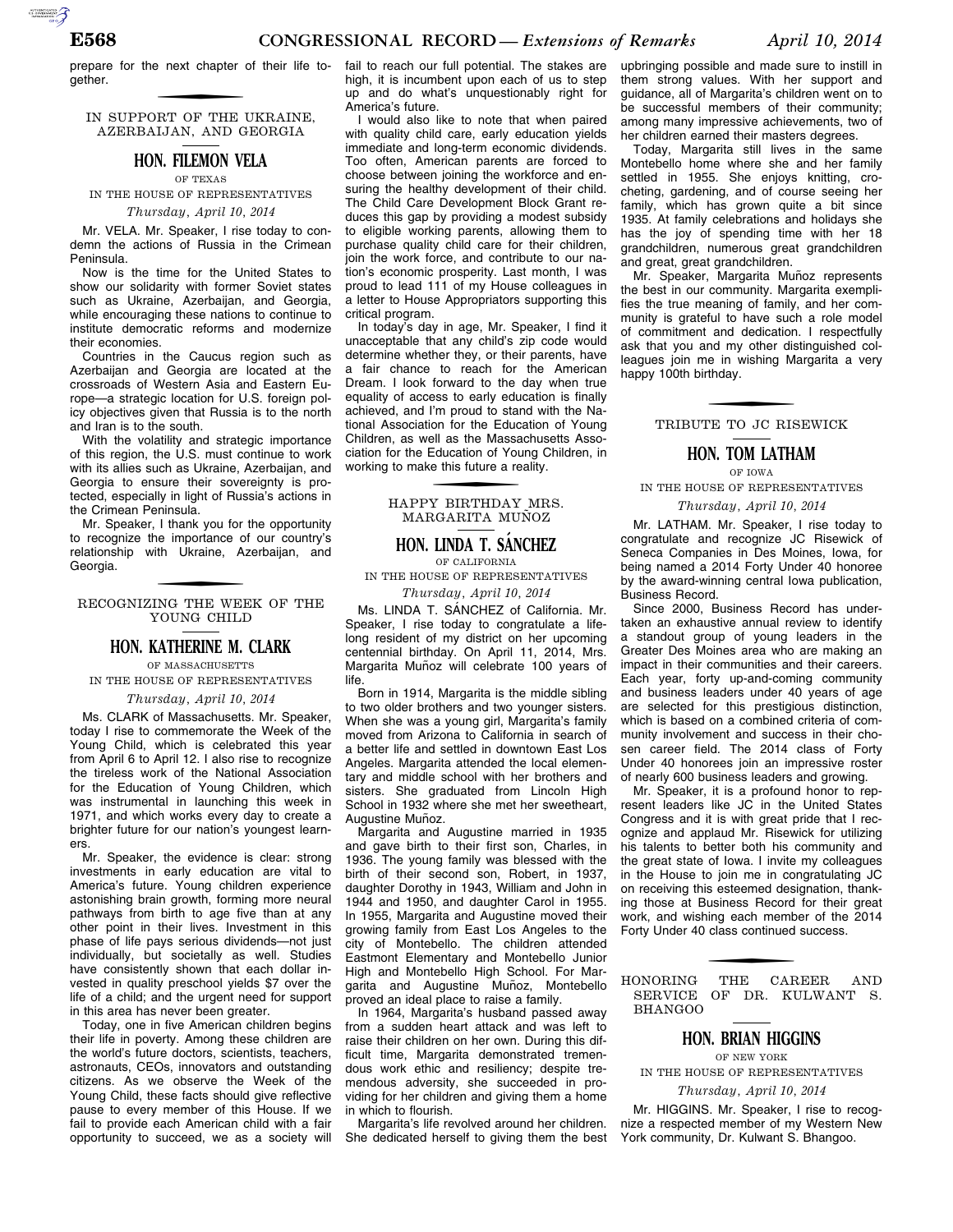prepare for the next chapter of their life together.

## IN SUPPORT OF THE UKRAINE, AZERBAIJAN, AND GEORGIA

### HON. FILEMON VELA

OF TEXAS

IN THE HOUSE OF REPRESENTATIVES

*Thursday, April 10, 2014*

Mr. VELA. Mr. Speaker, I rise today to condemn the actions of Russia in the Crimean Peninsula.

Now is the time for the United States to show our solidarity with former Soviet states such as Ukraine, Azerbaijan, and Georgia, while encouraging these nations to continue to institute democratic reforms and modernize their economies.

Countries in the Caucus region such as Azerbaijan and Georgia are located at the crossroads of Western Asia and Eastern Europe—a strategic location for U.S. foreign policy objectives given that Russia is to the north and Iran is to the south.

With the volatility and strategic importance of this region, the U.S. must continue to work with its allies such as Ukraine, Azerbaijan, and Georgia to ensure their sovereignty is protected, especially in light of Russia's actions in the Crimean Peninsula.

Mr. Speaker, I thank you for the opportunity to recognize the importance of our country's relationship with Ukraine, Azerbaijan, and Georgia.

## RECOGNIZING THE WEEK OF THE YOUNG CHILD

### HON. KATHERINE M. CLARK

OF MASSACHUSETTS

IN THE HOUSE OF REPRESENTATIVES

*Thursday, April 10, 2014*

Ms. CLARK of Massachusetts. Mr. Speaker, today I rise to commemorate the Week of the Young Child, which is celebrated this year from April 6 to April 12. I also rise to recognize the tireless work of the National Association for the Education of Young Children, which was instrumental in launching this week in 1971, and which works every day to create a brighter future for our nation's youngest learners.

Mr. Speaker, the evidence is clear: strong investments in early education are vital to America's future. Young children experience astonishing brain growth, forming more neural pathways from birth to age five than at any other point in their lives. Investment in this phase of life pays serious dividends—not just individually, but societally as well. Studies have consistently shown that each dollar invested in quality preschool yields $7 over the life of a child; and the urgent need for support in this area has never been greater.

Today, one in five American children begins their life in poverty. Among these children are the world's future doctors, scientists, teachers, astronauts, CEOs, innovators and outstanding citizens. As we observe the Week of the Young Child, these facts should give reflective pause to every member of this House. If we fail to provide each American child with a fair opportunity to succeed, we as a society will fail to reach our full potential. The stakes are high, it is incumbent upon each of us to step up and do what's unquestionably right for America's future.

I would also like to note that when paired with quality child care, early education yields immediate and long-term economic dividends. Too often, American parents are forced to choose between joining the workforce and ensuring the healthy development of their child. The Child Care Development Block Grant reduces this gap by providing a modest subsidy to eligible working parents, allowing them to purchase quality child care for their children, join the work force, and contribute to our nation's economic prosperity. Last month, I was proud to lead 111 of my House colleagues in a letter to House Appropriators supporting this critical program.

In today's day in age, Mr. Speaker, I find it unacceptable that any child's zip code would determine whether they, or their parents, have a fair chance to reach for the American Dream. I look forward to the day when true equality of access to early education is finally achieved, and I'm proud to stand with the National Association for the Education of Young Children, as well as the Massachusetts Association for the Education of Young Children, in working to make this future a reality.

## HAPPY BIRTHDAY MRS. MARGARITA MUÑOZ

### HON. LINDA T. SÁNCHEZ

OF CALIFORNIA

IN THE HOUSE OF REPRESENTATIVES

*Thursday, April 10, 2014*

Ms. LINDA T. SÁNCHEZ of California. Mr. Speaker, I rise today to congratulate a lifelong resident of my district on her upcoming centennial birthday. On April 11, 2014, Mrs. Margarita Muñoz will celebrate 100 years of life.

Born in 1914, Margarita is the middle sibling to two older brothers and two younger sisters. When she was a young girl, Margarita's family moved from Arizona to California in search of a better life and settled in downtown East Los Angeles. Margarita attended the local elementary and middle school with her brothers and sisters. She graduated from Lincoln High School in 1932 where she met her sweetheart, Augustine Muñoz.

Margarita and Augustine married in 1935 and gave birth to their first son, Charles, in 1936. The young family was blessed with the birth of their second son, Robert, in 1937, daughter Dorothy in 1943, William and John in 1944 and 1950, and daughter Carol in 1955. In 1955, Margarita and Augustine moved their growing family from East Los Angeles to the city of Montebello. The children attended Eastmont Elementary and Montebello Junior High and Montebello High School. For Margarita and Augustine Muñoz, Montebello proved an ideal place to raise a family.

In 1964, Margarita's husband passed away from a sudden heart attack and was left to raise their children on her own. During this difficult time, Margarita demonstrated tremendous work ethic and resiliency; despite tremendous adversity, she succeeded in providing for her children and giving them a home in which to flourish.

Margarita's life revolved around her children. She dedicated herself to giving them the best upbringing possible and made sure to instill in them strong values. With her support and guidance, all of Margarita's children went on to be successful members of their community; among many impressive achievements, two of her children earned their masters degrees.

Today, Margarita still lives in the same Montebello home where she and her family settled in 1955. She enjoys knitting, crocheting, gardening, and of course seeing her family, which has grown quite a bit since 1935. At family celebrations and holidays she has the joy of spending time with her 18 grandchildren, numerous great grandchildren and great, great grandchildren.

Mr. Speaker, Margarita Muñoz represents the best in our community. Margarita exemplifies the true meaning of family, and her community is grateful to have such a role model of commitment and dedication. I respectfully ask that you and my other distinguished colleagues join me in wishing Margarita a very happy 100th birthday.

## TRIBUTE TO JC RISEWICK

### HON. TOM LATHAM

OF IOWA

IN THE HOUSE OF REPRESENTATIVES

*Thursday, April 10, 2014*

Mr. LATHAM. Mr. Speaker, I rise today to congratulate and recognize JC Risewick of Seneca Companies in Des Moines, Iowa, for being named a 2014 Forty Under 40 honoree by the award-winning central Iowa publication, Business Record.

Since 2000, Business Record has undertaken an exhaustive annual review to identify a standout group of young leaders in the Greater Des Moines area who are making an impact in their communities and their careers. Each year, forty up-and-coming community and business leaders under 40 years of age are selected for this prestigious distinction, which is based on a combined criteria of community involvement and success in their chosen career field. The 2014 class of Forty Under 40 honorees join an impressive roster of nearly 600 business leaders and growing.

Mr. Speaker, it is a profound honor to represent leaders like JC in the United States Congress and it is with great pride that I recognize and applaud Mr. Risewick for utilizing his talents to better both his community and the great state of Iowa. I invite my colleagues in the House to join me in congratulating JC on receiving this esteemed designation, thanking those at Business Record for their great work, and wishing each member of the 2014 Forty Under 40 class continued success.

## HONORING THE CAREER AND SERVICE OF DR. KULWANT S. BHANGOO

### HON. BRIAN HIGGINS

OF NEW YORK

IN THE HOUSE OF REPRESENTATIVES

*Thursday, April 10, 2014*

Mr. HIGGINS. Mr. Speaker, I rise to recognize a respected member of my Western New York community, Dr. Kulwant S. Bhangoo.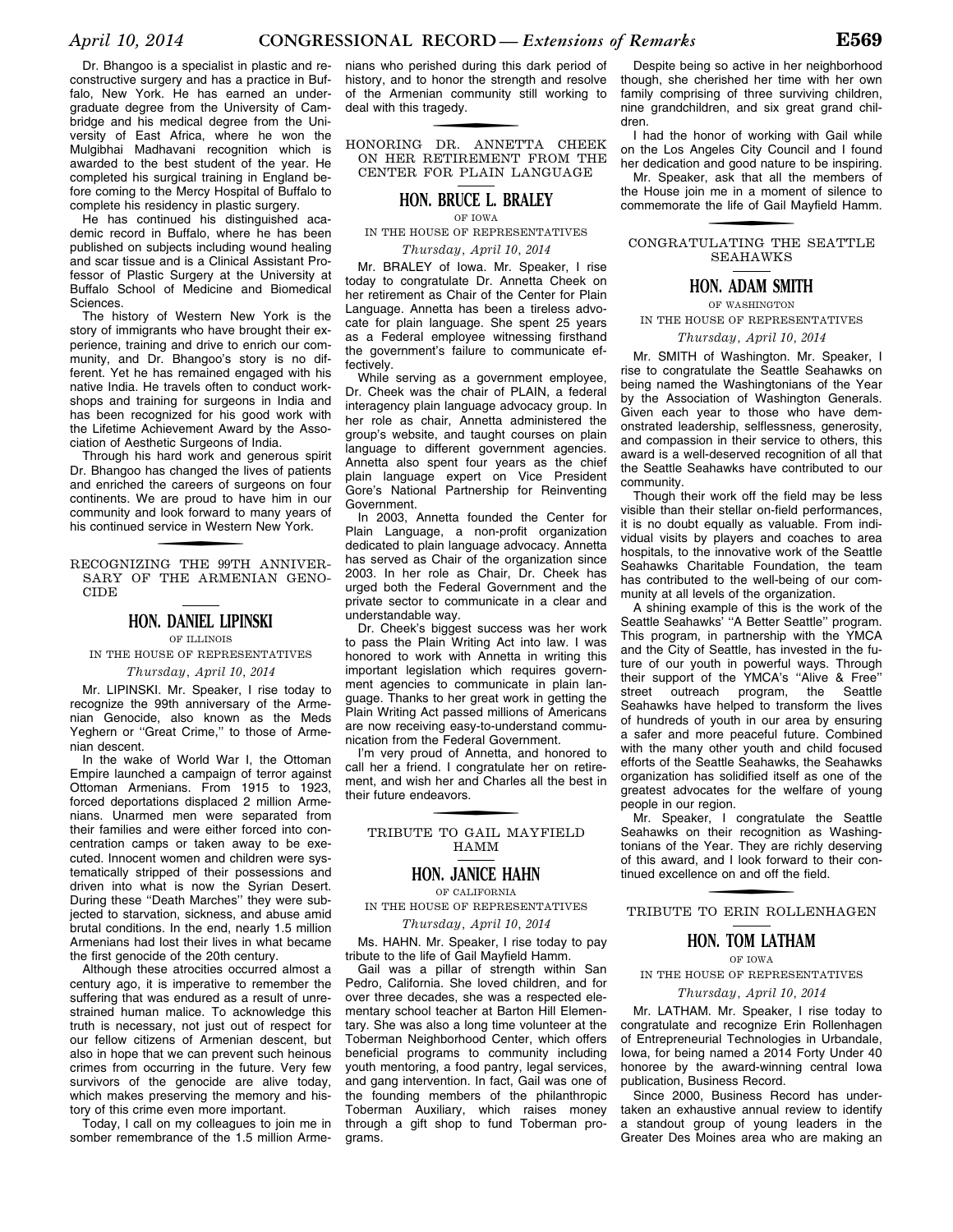Dr. Bhangoo is a specialist in plastic and reconstructive surgery and has a practice in Buffalo, New York. He has earned an undergraduate degree from the University of Cambridge and his medical degree from the University of East Africa, where he won the Mulgibhai Madhavani recognition which is awarded to the best student of the year. He completed his surgical training in England before coming to the Mercy Hospital of Buffalo to complete his residency in plastic surgery.

He has continued his distinguished academic record in Buffalo, where he has been published on subjects including wound healing and scar tissue and is a Clinical Assistant Professor of Plastic Surgery at the University at Buffalo School of Medicine and Biomedical Sciences.

The history of Western New York is the story of immigrants who have brought their experience, training and drive to enrich our community, and Dr. Bhangoo's story is no different. Yet he has remained engaged with his native India. He travels often to conduct workshops and training for surgeons in India and has been recognized for his good work with the Lifetime Achievement Award by the Association of Aesthetic Surgeons of India.

Through his hard work and generous spirit Dr. Bhangoo has changed the lives of patients and enriched the careers of surgeons on four continents. We are proud to have him in our community and look forward to many years of his continued service in Western New York.

## RECOGNIZING THE 99TH ANNIVERSARY OF THE ARMENIAN GENOCIDE

### HON. DANIEL LIPINSKI

OF ILLINOIS

IN THE HOUSE OF REPRESENTATIVES

*Thursday, April 10, 2014*

Mr. LIPINSKI. Mr. Speaker, I rise today to recognize the 99th anniversary of the Armenian Genocide, also known as the Meds Yeghern or "Great Crime," to those of Armenian descent.

In the wake of World War I, the Ottoman Empire launched a campaign of terror against Ottoman Armenians. From 1915 to 1923, forced deportations displaced 2 million Armenians. Unarmed men were separated from their families and were either forced into concentration camps or taken away to be executed. Innocent women and children were systematically stripped of their possessions and driven into what is now the Syrian Desert. During these "Death Marches" they were subjected to starvation, sickness, and abuse amid brutal conditions. In the end, nearly 1.5 million Armenians had lost their lives in what became the first genocide of the 20th century.

Although these atrocities occurred almost a century ago, it is imperative to remember the suffering that was endured as a result of unrestrained human malice. To acknowledge this truth is necessary, not just out of respect for our fellow citizens of Armenian descent, but also in hope that we can prevent such heinous crimes from occurring in the future. Very few survivors of the genocide are alive today, which makes preserving the memory and history of this crime even more important.

Today, I call on my colleagues to join me in somber remembrance of the 1.5 million Armenians who perished during this dark period of history, and to honor the strength and resolve of the Armenian community still working to deal with this tragedy.

## HONORING DR. ANNETTA CHEEK ON HER RETIREMENT FROM THE CENTER FOR PLAIN LANGUAGE

### HON. BRUCE L. BRALEY

OF IOWA

IN THE HOUSE OF REPRESENTATIVES

*Thursday, April 10, 2014*

Mr. BRALEY of Iowa. Mr. Speaker, I rise today to congratulate Dr. Annetta Cheek on her retirement as Chair of the Center for Plain Language. Annetta has been a tireless advocate for plain language. She spent 25 years as a Federal employee witnessing firsthand the government's failure to communicate effectively.

While serving as a government employee, Dr. Cheek was the chair of PLAIN, a federal interagency plain language advocacy group. In her role as chair, Annetta administered the group's website, and taught courses on plain language to different government agencies. Annetta also spent four years as the chief plain language expert on Vice President Gore's National Partnership for Reinventing Government.

In 2003, Annetta founded the Center for Plain Language, a non-profit organization dedicated to plain language advocacy. Annetta has served as Chair of the organization since 2003. In her role as Chair, Dr. Cheek has urged both the Federal Government and the private sector to communicate in a clear and understandable way.

Dr. Cheek's biggest success was her work to pass the Plain Writing Act into law. I was honored to work with Annetta in writing this important legislation which requires government agencies to communicate in plain language. Thanks to her great work in getting the Plain Writing Act passed millions of Americans are now receiving easy-to-understand communication from the Federal Government.

I'm very proud of Annetta, and honored to call her a friend. I congratulate her on retirement, and wish her and Charles all the best in their future endeavors.

## TRIBUTE TO GAIL MAYFIELD HAMM

### HON. JANICE HAHN

OF CALIFORNIA

IN THE HOUSE OF REPRESENTATIVES

*Thursday, April 10, 2014*

Ms. HAHN. Mr. Speaker, I rise today to pay tribute to the life of Gail Mayfield Hamm.

Gail was a pillar of strength within San Pedro, California. She loved children, and for over three decades, she was a respected elementary school teacher at Barton Hill Elementary. She was also a long time volunteer at the Toberman Neighborhood Center, which offers beneficial programs to community including youth mentoring, a food pantry, legal services, and gang intervention. In fact, Gail was one of the founding members of the philanthropic Toberman Auxiliary, which raises money through a gift shop to fund Toberman programs.

Despite being so active in her neighborhood though, she cherished her time with her own family comprising of three surviving children, nine grandchildren, and six great grand children.

I had the honor of working with Gail while on the Los Angeles City Council and I found her dedication and good nature to be inspiring.

Mr. Speaker, ask that all the members of the House join me in a moment of silence to commemorate the life of Gail Mayfield Hamm.

## CONGRATULATING THE SEATTLE SEAHAWKS

### HON. ADAM SMITH

OF WASHINGTON

IN THE HOUSE OF REPRESENTATIVES

*Thursday, April 10, 2014*

Mr. SMITH of Washington. Mr. Speaker, I rise to congratulate the Seattle Seahawks on being named the Washingtonians of the Year by the Association of Washington Generals. Given each year to those who have demonstrated leadership, selflessness, generosity, and compassion in their service to others, this award is a well-deserved recognition of all that the Seattle Seahawks have contributed to our community.

Though their work off the field may be less visible than their stellar on-field performances, it is no doubt equally as valuable. From individual visits by players and coaches to area hospitals, to the innovative work of the Seattle Seahawks Charitable Foundation, the team has contributed to the well-being of our community at all levels of the organization.

A shining example of this is the work of the Seattle Seahawks' "A Better Seattle" program. This program, in partnership with the YMCA and the City of Seattle, has invested in the future of our youth in powerful ways. Through their support of the YMCA's "Alive & Free" street outreach program, the Seattle Seahawks have helped to transform the lives of hundreds of youth in our area by ensuring a safer and more peaceful future. Combined with the many other youth and child focused efforts of the Seattle Seahawks, the Seahawks organization has solidified itself as one of the greatest advocates for the welfare of young people in our region.

Mr. Speaker, I congratulate the Seattle Seahawks on their recognition as Washingtonians of the Year. They are richly deserving of this award, and I look forward to their continued excellence on and off the field.

## TRIBUTE TO ERIN ROLLENHAGEN

### HON. TOM LATHAM

OF IOWA

IN THE HOUSE OF REPRESENTATIVES

*Thursday, April 10, 2014*

Mr. LATHAM. Mr. Speaker, I rise today to congratulate and recognize Erin Rollenhagen of Entrepreneurial Technologies in Urbandale, Iowa, for being named a 2014 Forty Under 40 honoree by the award-winning central Iowa publication, Business Record.

Since 2000, Business Record has undertaken an exhaustive annual review to identify a standout group of young leaders in the Greater Des Moines area who are making an